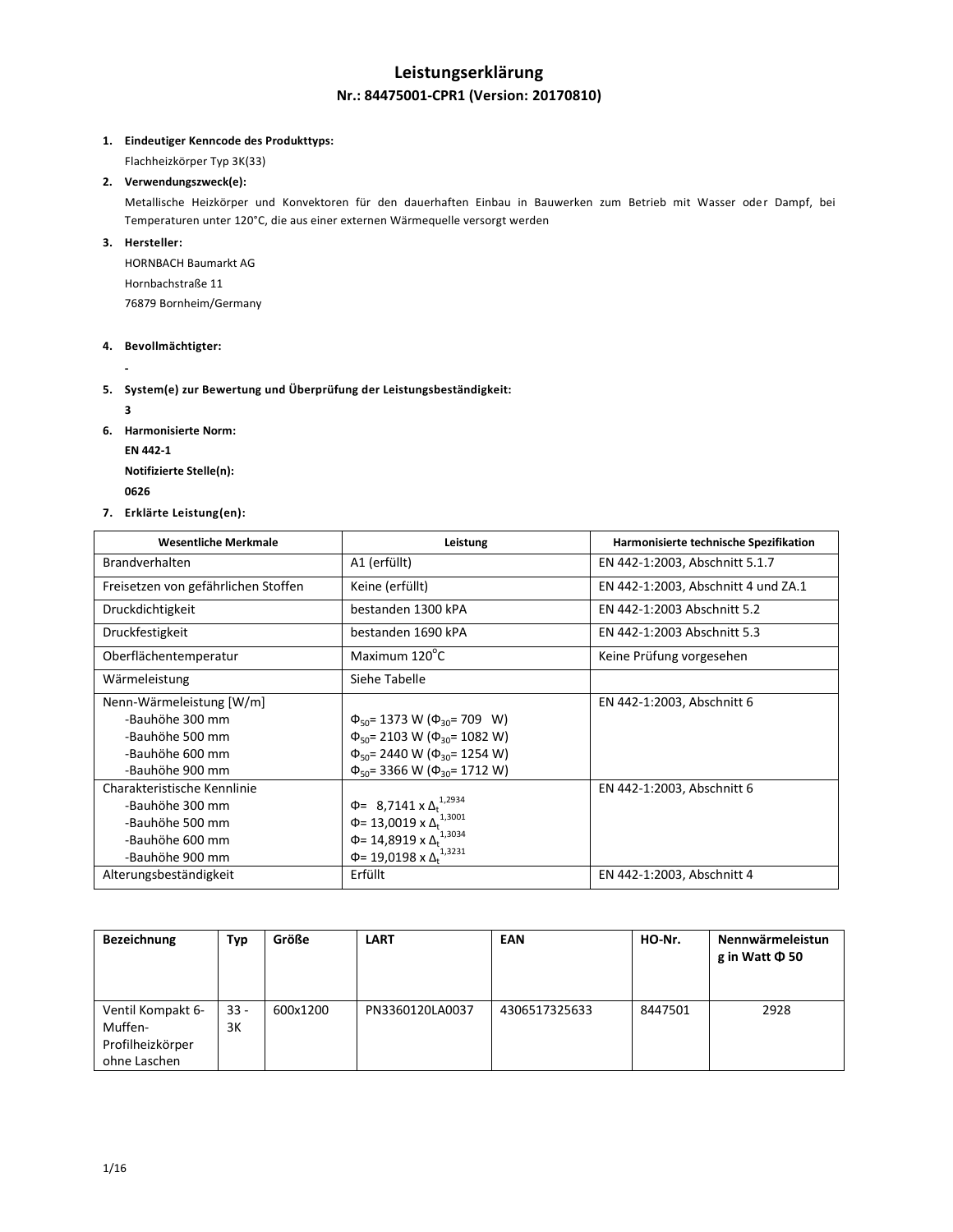# Leistungserklärung

## Nr.: 84475001-CPR1 (Version: 20170810)

1. **Eindeutiger Kenncode des Produkttyps:**

   Flachheizkörper Typ 3K(33)

2. **Verwendungszweck(e):**

   Metallische Heizkörper und Konvektoren für den dauerhaften Einbau in Bauwerken zum Betrieb mit Wasser oder Dampf, bei Temperaturen unter 120°C, die aus einer externen Wärmequelle versorgt werden

3. **Hersteller:**

   HORNBACH Baumarkt AG

   Hornbachstraße 11

   76879 Bornheim/Germany

4. **Bevollmächtigter:**

   **-**

5. **System(e) zur Bewertung und Überprüfung der Leistungsbeständigkeit:**

   **3**

6. **Harmonisierte Norm:**

   **EN 442-1**

   **Notifizierte Stelle(n):**

   **0626**

7. **Erklärte Leistung(en):**

| Wesentliche Merkmale | Leistung | Harmonisierte technische Spezifikation |
|---|---|---|
| Brandverhalten | A1 (erfüllt) | EN 442-1:2003, Abschnitt 5.1.7 |
| Freisetzen von gefährlichen Stoffen | Keine (erfüllt) | EN 442-1:2003, Abschnitt 4 und ZA.1 |
| Druckdichtigkeit | bestanden 1300 kPA | EN 442-1:2003 Abschnitt 5.2 |
| Druckfestigkeit | bestanden 1690 kPA | EN 442-1:2003 Abschnitt 5.3 |
| Oberflächentemperatur | Maximum 120°C | Keine Prüfung vorgesehen |
| Wärmeleistung | Siehe Tabelle | |
| Nenn-Wärmeleistung [W/m]<br>-Bauhöhe 300 mm<br>-Bauhöhe 500 mm<br>-Bauhöhe 600 mm<br>-Bauhöhe 900 mm | <br>$\Phi_{50}$= 1373 W ($\Phi_{30}$= 709 W)<br>$\Phi_{50}$= 2103 W ($\Phi_{30}$= 1082 W)<br>$\Phi_{50}$= 2440 W ($\Phi_{30}$= 1254 W)<br>$\Phi_{50}$= 3366 W ($\Phi_{30}$= 1712 W) | EN 442-1:2003, Abschnitt 6 |
| Charakteristische Kennlinie<br>-Bauhöhe 300 mm<br>-Bauhöhe 500 mm<br>-Bauhöhe 600 mm<br>-Bauhöhe 900 mm | <br>$\Phi = 8{,}7141 \times \Delta_t^{1{,}2934}$<br>$\Phi = 13{,}0019 \times \Delta_t^{1{,}3001}$<br>$\Phi = 14{,}8919 \times \Delta_t^{1{,}3034}$<br>$\Phi = 19{,}0198 \times \Delta_t^{1{,}3231}$ | EN 442-1:2003, Abschnitt 6 |
| Alterungsbeständigkeit | Erfüllt | EN 442-1:2003, Abschnitt 4 |

| Bezeichnung | Typ | Größe | LART | EAN | HO-Nr. | Nennwärmeleistung in Watt Φ 50 |
|---|---|---|---|---|---|---|
| Ventil Kompakt 6-Muffen-Profilheizkörper ohne Laschen | 33 - 3K | 600x1200 | PN3360120LA0037 | 4306517325633 | 8447501 | 2928 |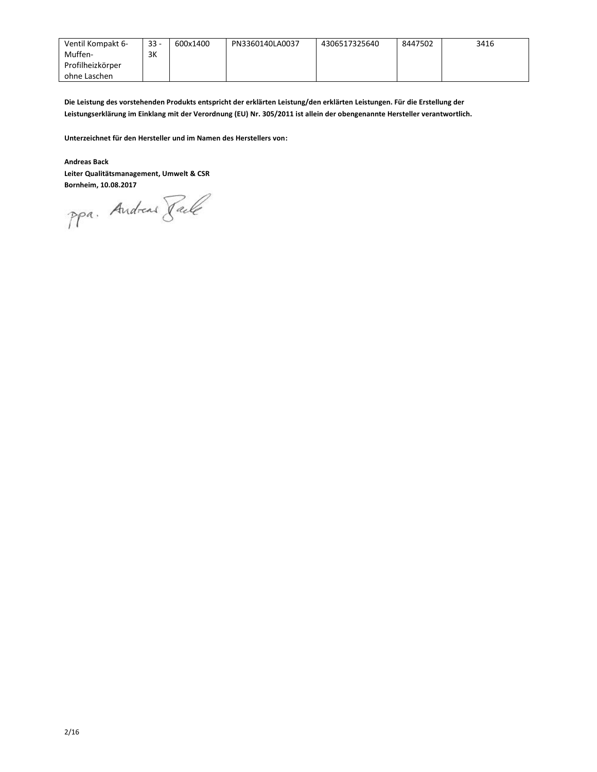| Ventil Kompakt 6-Muffen-Profilheizkörper ohne Laschen | 33 - 3K | 600x1400 | PN3360140LA0037 | 4306517325640 | 8447502 | 3416 |
|---|---|---|---|---|---|---|

**Die Leistung des vorstehenden Produkts entspricht der erklärten Leistung/den erklärten Leistungen. Für die Erstellung der Leistungserklärung im Einklang mit der Verordnung (EU) Nr. 305/2011 ist allein der obengenannte Hersteller verantwortlich.**

**Unterzeichnet für den Hersteller und im Namen des Herstellers von:**

**Andreas Back**
**Leiter Qualitätsmanagement, Umwelt & CSR**
**Bornheim, 10.08.2017**

ppa. Andreas Back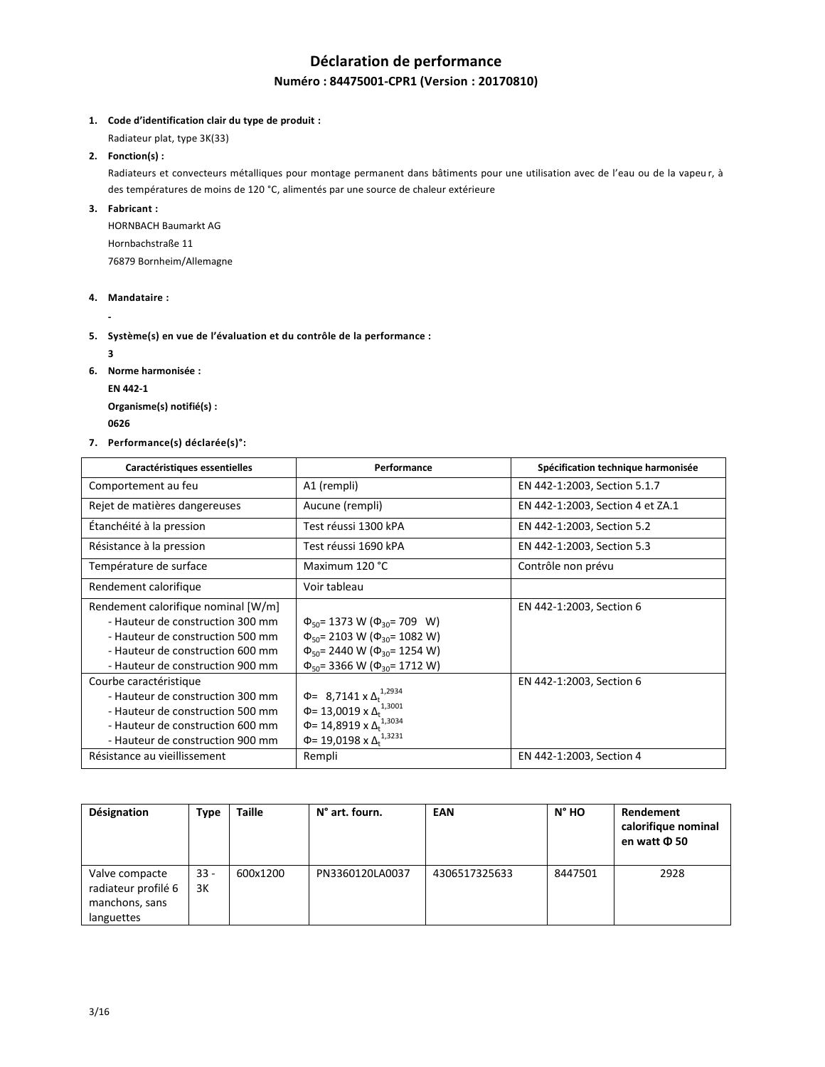# Déclaration de performance

**Numéro : 84475001-CPR1 (Version : 20170810)**

1. **Code d'identification clair du type de produit :**

   Radiateur plat, type 3K(33)

2. **Fonction(s) :**

   Radiateurs et convecteurs métalliques pour montage permanent dans bâtiments pour une utilisation avec de l'eau ou de la vapeur, à des températures de moins de 120 °C, alimentés par une source de chaleur extérieure

3. **Fabricant :**

   HORNBACH Baumarkt AG

   Hornbachstraße 11

   76879 Bornheim/Allemagne

4. **Mandataire :**

   -

5. **Système(s) en vue de l'évaluation et du contrôle de la performance :**

   **3**

6. **Norme harmonisée :**

   **EN 442-1**

   **Organisme(s) notifié(s) :**

   **0626**

7. **Performance(s) déclarée(s)°:**

| Caractéristiques essentielles | Performance | Spécification technique harmonisée |
|---|---|---|
| Comportement au feu | A1 (rempli) | EN 442-1:2003, Section 5.1.7 |
| Rejet de matières dangereuses | Aucune (rempli) | EN 442-1:2003, Section 4 et ZA.1 |
| Étanchéité à la pression | Test réussi 1300 kPA | EN 442-1:2003, Section 5.2 |
| Résistance à la pression | Test réussi 1690 kPA | EN 442-1:2003, Section 5.3 |
| Température de surface | Maximum 120 °C | Contrôle non prévu |
| Rendement calorifique | Voir tableau | |
| Rendement calorifique nominal [W/m]<br>- Hauteur de construction 300 mm<br>- Hauteur de construction 500 mm<br>- Hauteur de construction 600 mm<br>- Hauteur de construction 900 mm | <br>$\Phi_{50}$= 1373 W ($\Phi_{30}$= 709 W)<br>$\Phi_{50}$= 2103 W ($\Phi_{30}$= 1082 W)<br>$\Phi_{50}$= 2440 W ($\Phi_{30}$= 1254 W)<br>$\Phi_{50}$= 3366 W ($\Phi_{30}$= 1712 W) | EN 442-1:2003, Section 6 |
| Courbe caractéristique<br>- Hauteur de construction 300 mm<br>- Hauteur de construction 500 mm<br>- Hauteur de construction 600 mm<br>- Hauteur de construction 900 mm | <br>$\Phi = 8{,}7141 \times \Delta_t^{1{,}2934}$<br>$\Phi = 13{,}0019 \times \Delta_t^{1{,}3001}$<br>$\Phi = 14{,}8919 \times \Delta_t^{1{,}3034}$<br>$\Phi = 19{,}0198 \times \Delta_t^{1{,}3231}$ | EN 442-1:2003, Section 6 |
| Résistance au vieillissement | Rempli | EN 442-1:2003, Section 4 |

| Désignation | Type | Taille | N° art. fourn. | EAN | N° HO | Rendement calorifique nominal en watt Φ 50 |
|---|---|---|---|---|---|---|
| Valve compacte radiateur profilé 6 manchons, sans languettes | 33 - 3K | 600x1200 | PN3360120LA0037 | 4306517325633 | 8447501 | 2928 |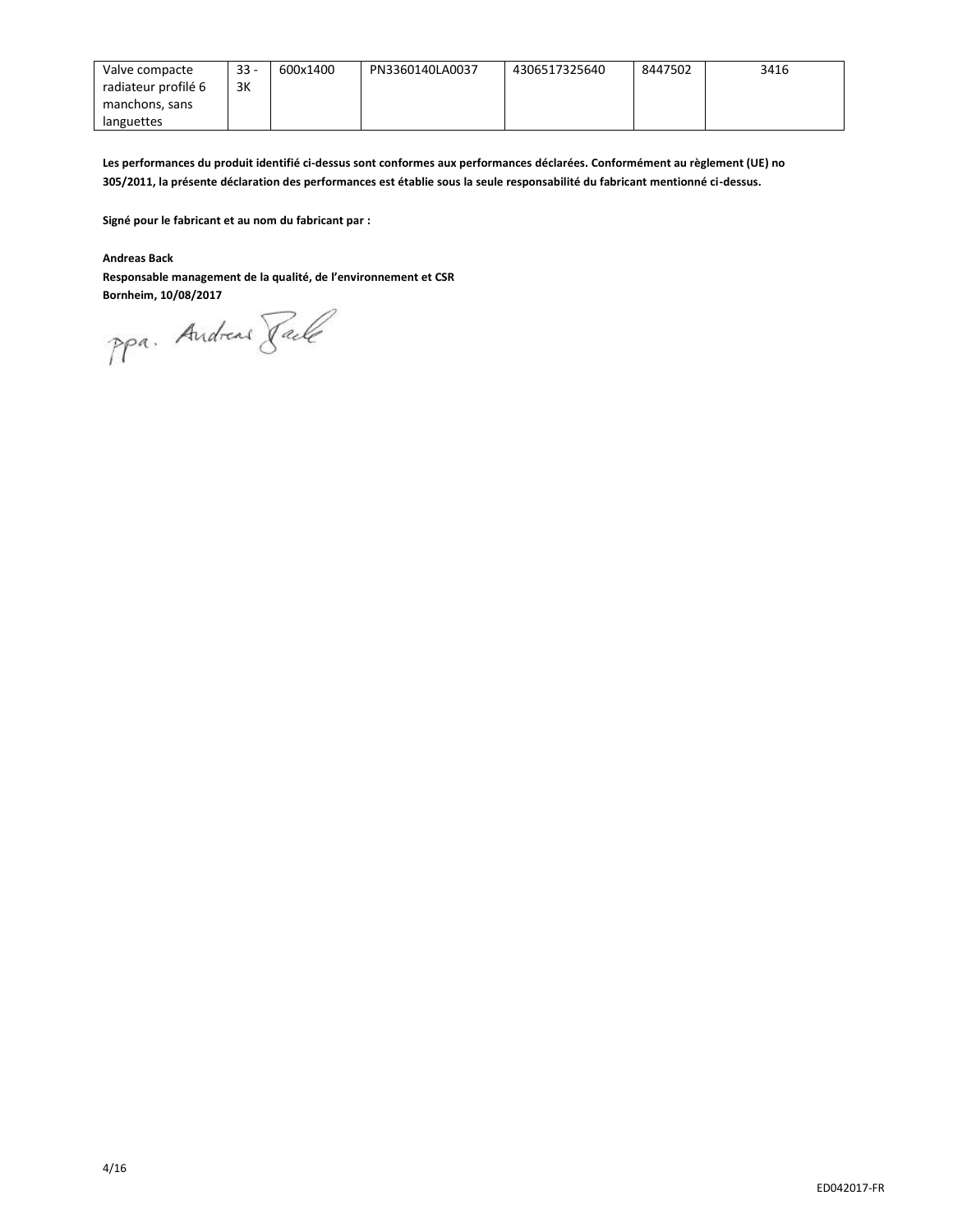| Valve compacte radiateur profilé 6 manchons, sans languettes | 33 - 3K | 600x1400 | PN3360140LA0037 | 4306517325640 | 8447502 | 3416 |
|---|---|---|---|---|---|---|

**Les performances du produit identifié ci-dessus sont conformes aux performances déclarées. Conformément au règlement (UE) no 305/2011, la présente déclaration des performances est établie sous la seule responsabilité du fabricant mentionné ci-dessus.**

**Signé pour le fabricant et au nom du fabricant par :**

**Andreas Back**
**Responsable management de la qualité, de l'environnement et CSR**
**Bornheim, 10/08/2017**

ppa. Andreas Back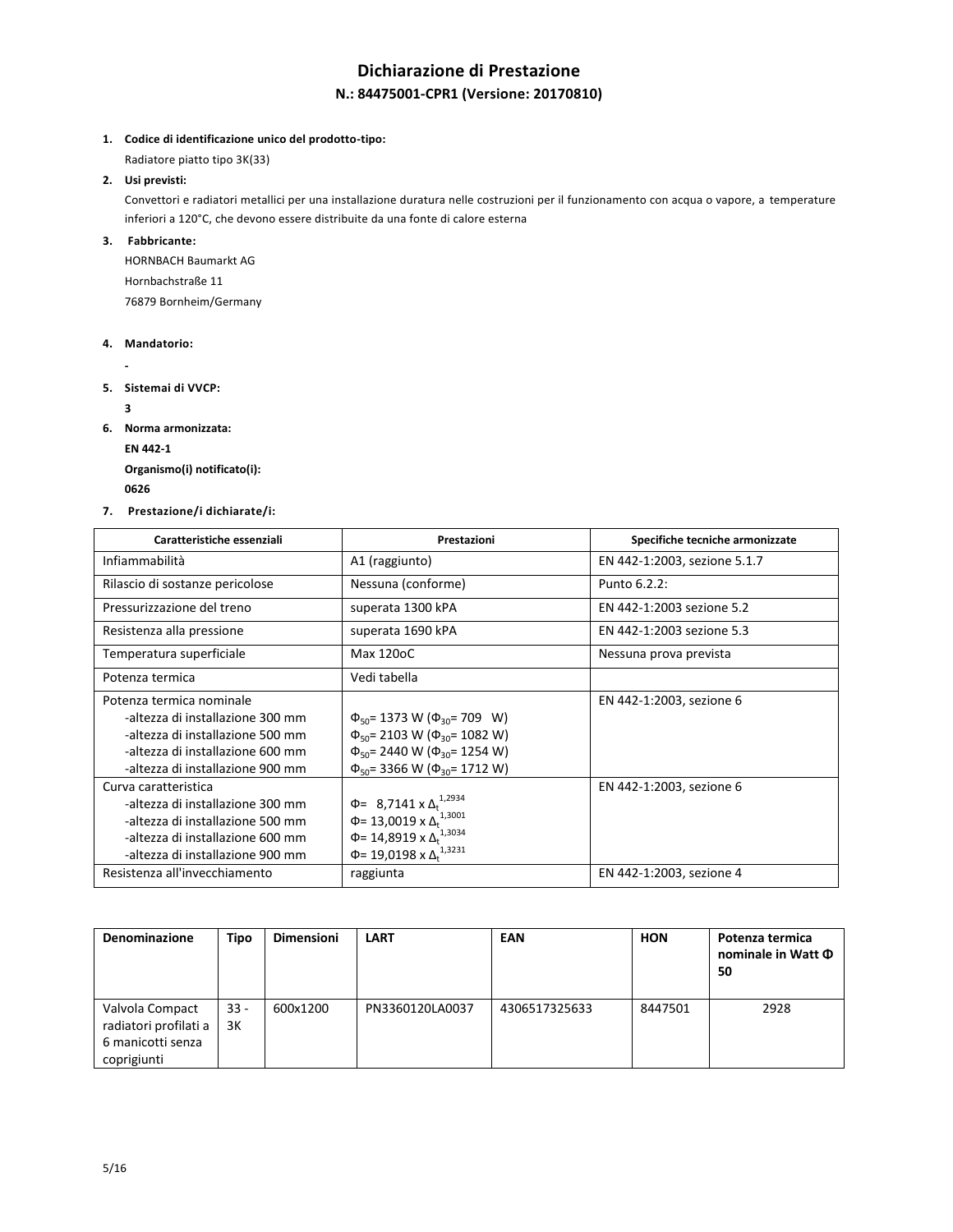# Dichiarazione di Prestazione

## N.: 84475001-CPR1 (Versione: 20170810)

1. **Codice di identificazione unico del prodotto-tipo:**
   Radiatore piatto tipo 3K(33)
2. **Usi previsti:**
   Convettori e radiatori metallici per una installazione duratura nelle costruzioni per il funzionamento con acqua o vapore, a temperature inferiori a 120°C, che devono essere distribuite da una fonte di calore esterna
3. **Fabbricante:**
   HORNBACH Baumarkt AG
   Hornbachstraße 11
   76879 Bornheim/Germany
4. **Mandatorio:**
   -
5. **Sistemai di VVCP:**
   **3**
6. **Norma armonizzata:**
   **EN 442-1**
   **Organismo(i) notificato(i):**
   **0626**
7. **Prestazione/i dichiarate/i:**

| Caratteristiche essenziali | Prestazioni | Specifiche tecniche armonizzate |
|---|---|---|
| Infiammabilità | A1 (raggiunto) | EN 442-1:2003, sezione 5.1.7 |
| Rilascio di sostanze pericolose | Nessuna (conforme) | Punto 6.2.2: |
| Pressurizzazione del treno | superata 1300 kPA | EN 442-1:2003 sezione 5.2 |
| Resistenza alla pressione | superata 1690 kPA | EN 442-1:2003 sezione 5.3 |
| Temperatura superficiale | Max 120oC | Nessuna prova prevista |
| Potenza termica | Vedi tabella | |
| Potenza termica nominale<br>-altezza di installazione 300 mm<br>-altezza di installazione 500 mm<br>-altezza di installazione 600 mm<br>-altezza di installazione 900 mm | <br>$\Phi_{50}$= 1373 W ($\Phi_{30}$= 709 W)<br>$\Phi_{50}$= 2103 W ($\Phi_{30}$= 1082 W)<br>$\Phi_{50}$= 2440 W ($\Phi_{30}$= 1254 W)<br>$\Phi_{50}$= 3366 W ($\Phi_{30}$= 1712 W) | EN 442-1:2003, sezione 6 |
| Curva caratteristica<br>-altezza di installazione 300 mm<br>-altezza di installazione 500 mm<br>-altezza di installazione 600 mm<br>-altezza di installazione 900 mm | <br>$\Phi = 8{,}7141 \times \Delta_t^{1{,}2934}$<br>$\Phi = 13{,}0019 \times \Delta_t^{1{,}3001}$<br>$\Phi = 14{,}8919 \times \Delta_t^{1{,}3034}$<br>$\Phi = 19{,}0198 \times \Delta_t^{1{,}3231}$ | EN 442-1:2003, sezione 6 |
| Resistenza all'invecchiamento | raggiunta | EN 442-1:2003, sezione 4 |

| Denominazione | Tipo | Dimensioni | LART | EAN | HON | Potenza termica nominale in Watt Φ 50 |
|---|---|---|---|---|---|---|
| Valvola Compact radiatori profilati a 6 manicotti senza coprigiunti | 33 - 3K | 600x1200 | PN3360120LA0037 | 4306517325633 | 8447501 | 2928 |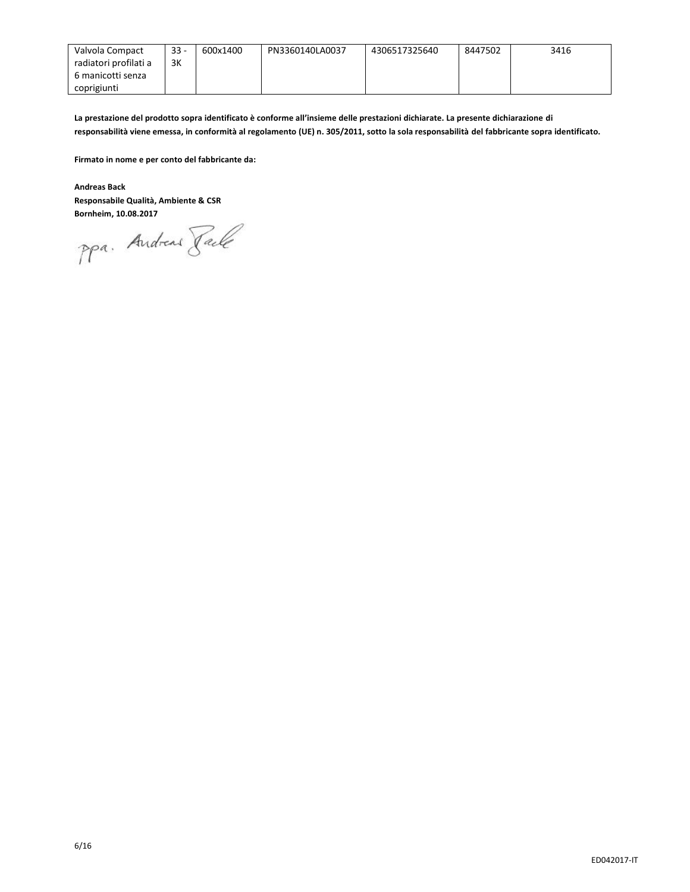| Valvola Compact radiatori profilati a 6 manicotti senza coprigiunti | 33 - 3K | 600x1400 | PN3360140LA0037 | 4306517325640 | 8447502 | 3416 |
|---|---|---|---|---|---|---|

**La prestazione del prodotto sopra identificato è conforme all'insieme delle prestazioni dichiarate. La presente dichiarazione di responsabilità viene emessa, in conformità al regolamento (UE) n. 305/2011, sotto la sola responsabilità del fabbricante sopra identificato.**

**Firmato in nome e per conto del fabbricante da:**

**Andreas Back**
**Responsabile Qualità, Ambiente & CSR**
**Bornheim, 10.08.2017**

ppa. Andreas Back

ED042017-IT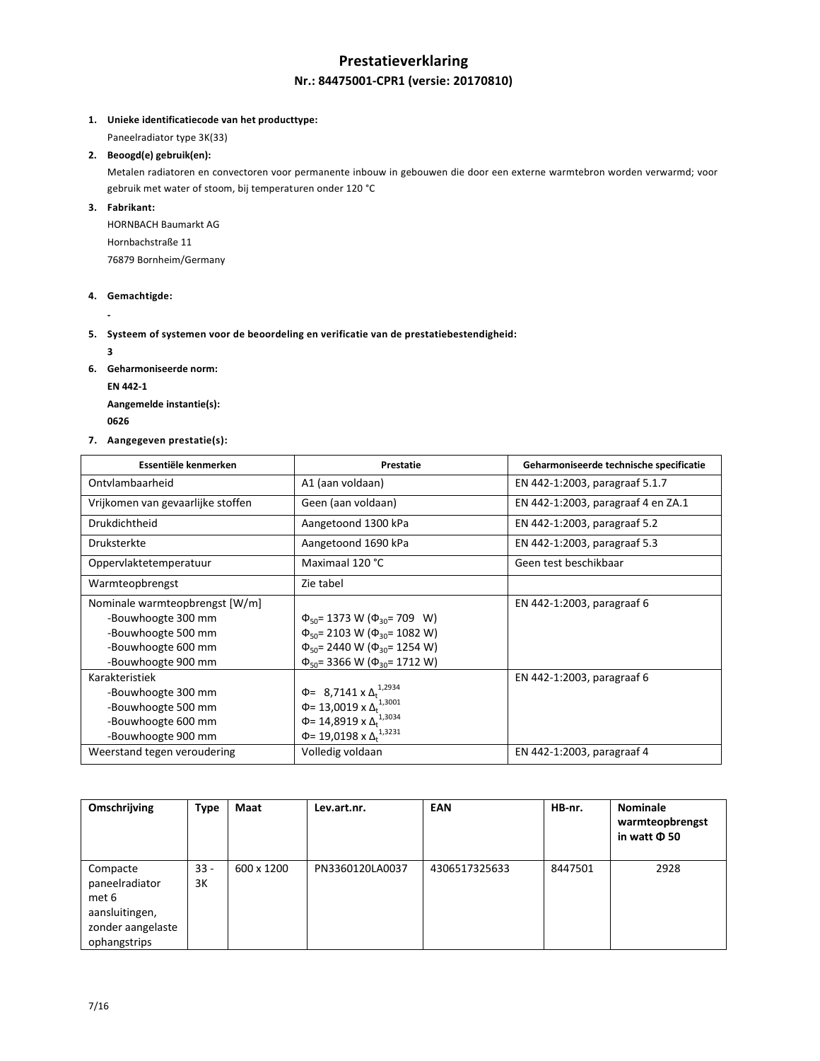# Prestatieverklaring

## Nr.: 84475001-CPR1 (versie: 20170810)

1. **Unieke identificatiecode van het producttype:**

   Paneelradiator type 3K(33)

2. **Beoogd(e) gebruik(en):**

   Metalen radiatoren en convectoren voor permanente inbouw in gebouwen die door een externe warmtebron worden verwarmd; voor gebruik met water of stoom, bij temperaturen onder 120 °C

3. **Fabrikant:**

   HORNBACH Baumarkt AG

   Hornbachstraße 11

   76879 Bornheim/Germany

4. **Gemachtigde:**

   -

5. **Systeem of systemen voor de beoordeling en verificatie van de prestatiebestendigheid:**

   **3**

6. **Geharmoniseerde norm:**

   **EN 442-1**

   **Aangemelde instantie(s):**

   **0626**

7. **Aangegeven prestatie(s):**

| Essentiële kenmerken | Prestatie | Geharmoniseerde technische specificatie |
|---|---|---|
| Ontvlambaarheid | A1 (aan voldaan) | EN 442-1:2003, paragraaf 5.1.7 |
| Vrijkomen van gevaarlijke stoffen | Geen (aan voldaan) | EN 442-1:2003, paragraaf 4 en ZA.1 |
| Drukdichtheid | Aangetoond 1300 kPa | EN 442-1:2003, paragraaf 5.2 |
| Druksterkte | Aangetoond 1690 kPa | EN 442-1:2003, paragraaf 5.3 |
| Oppervlaktetemperatuur | Maximaal 120 °C | Geen test beschikbaar |
| Warmteopbrengst | Zie tabel | |
| Nominale warmteopbrengst [W/m]<br>-Bouwhoogte 300 mm<br>-Bouwhoogte 500 mm<br>-Bouwhoogte 600 mm<br>-Bouwhoogte 900 mm | <br>$\Phi_{50}$= 1373 W ($\Phi_{30}$= 709 W)<br>$\Phi_{50}$= 2103 W ($\Phi_{30}$= 1082 W)<br>$\Phi_{50}$= 2440 W ($\Phi_{30}$= 1254 W)<br>$\Phi_{50}$= 3366 W ($\Phi_{30}$= 1712 W) | EN 442-1:2003, paragraaf 6 |
| Karakteristiek<br>-Bouwhoogte 300 mm<br>-Bouwhoogte 500 mm<br>-Bouwhoogte 600 mm<br>-Bouwhoogte 900 mm | <br>$\Phi= 8{,}7141 \times \Delta_t^{1{,}2934}$<br>$\Phi= 13{,}0019 \times \Delta_t^{1{,}3001}$<br>$\Phi= 14{,}8919 \times \Delta_t^{1{,}3034}$<br>$\Phi= 19{,}0198 \times \Delta_t^{1{,}3231}$ | EN 442-1:2003, paragraaf 6 |
| Weerstand tegen veroudering | Volledig voldaan | EN 442-1:2003, paragraaf 4 |

| Omschrijving | Type | Maat | Lev.art.nr. | EAN | HB-nr. | Nominale warmteopbrengst in watt Φ 50 |
|---|---|---|---|---|---|---|
| Compacte paneelradiator met 6 aansluitingen, zonder aangelaste ophangstrips | 33 - 3K | 600 x 1200 | PN3360120LA0037 | 4306517325633 | 8447501 | 2928 |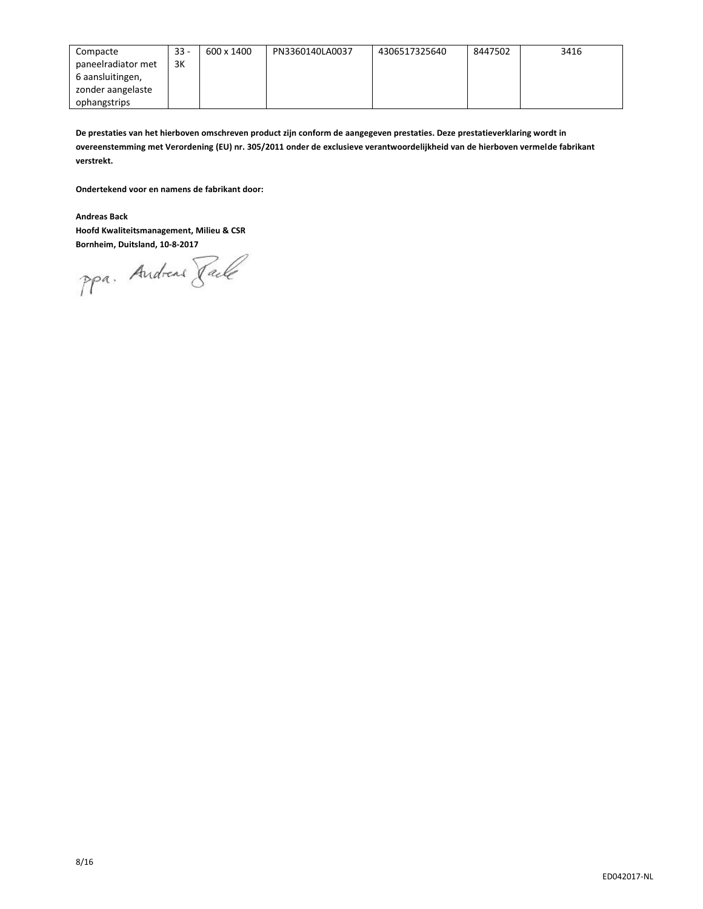| Compacte paneelradiator met 6 aansluitingen, zonder aangelaste ophangstrips | 33 - 3K | 600 x 1400 | PN3360140LA0037 | 4306517325640 | 8447502 | 3416 |
|---|---|---|---|---|---|---|

**De prestaties van het hierboven omschreven product zijn conform de aangegeven prestaties. Deze prestatieverklaring wordt in overeenstemming met Verordening (EU) nr. 305/2011 onder de exclusieve verantwoordelijkheid van de hierboven vermelde fabrikant verstrekt.**

**Ondertekend voor en namens de fabrikant door:**

**Andreas Back**
**Hoofd Kwaliteitsmanagement, Milieu & CSR**
**Bornheim, Duitsland, 10-8-2017**

ppa. Andreas Back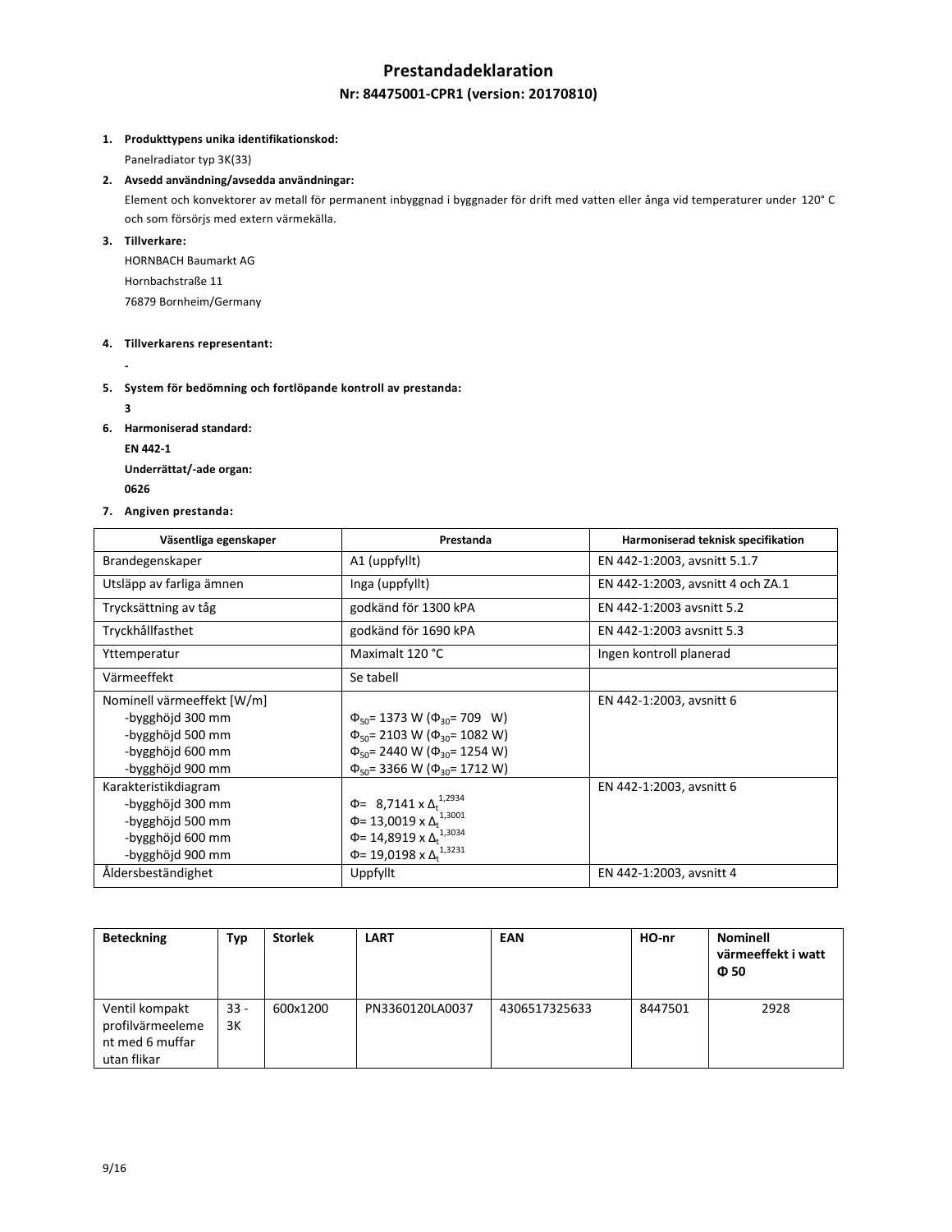# Prestandadeklaration

## Nr: 84475001-CPR1 (version: 20170810)

1. **Produkttypens unika identifikationskod:**
   Panelradiator typ 3K(33)
2. **Avsedd användning/avsedda användningar:**
   Element och konvektorer av metall för permanent inbyggnad i byggnader för drift med vatten eller ånga vid temperaturer under 120° C och som försörjs med extern värmekälla.
3. **Tillverkare:**
   HORNBACH Baumarkt AG
   Hornbachstraße 11
   76879 Bornheim/Germany
4. **Tillverkarens representant:**
   -
5. **System för bedömning och fortlöpande kontroll av prestanda:**
   **3**
6. **Harmoniserad standard:**
   **EN 442-1**
   **Underrättat/-ade organ:**
   **0626**
7. **Angiven prestanda:**

| Väsentliga egenskaper | Prestanda | Harmoniserad teknisk specifikation |
|---|---|---|
| Brandegenskaper | A1 (uppfyllt) | EN 442-1:2003, avsnitt 5.1.7 |
| Utsläpp av farliga ämnen | Inga (uppfyllt) | EN 442-1:2003, avsnitt 4 och ZA.1 |
| Trycksättning av tåg | godkänd för 1300 kPA | EN 442-1:2003 avsnitt 5.2 |
| Tryckhållfasthet | godkänd för 1690 kPA | EN 442-1:2003 avsnitt 5.3 |
| Yttemperatur | Maximalt 120 °C | Ingen kontroll planerad |
| Värmeeffekt | Se tabell | |
| Nominell värmeeffekt [W/m]<br>-bygghöjd 300 mm<br>-bygghöjd 500 mm<br>-bygghöjd 600 mm<br>-bygghöjd 900 mm | <br>$\Phi_{50}$= 1373 W ($\Phi_{30}$= 709 W)<br>$\Phi_{50}$= 2103 W ($\Phi_{30}$= 1082 W)<br>$\Phi_{50}$= 2440 W ($\Phi_{30}$= 1254 W)<br>$\Phi_{50}$= 3366 W ($\Phi_{30}$= 1712 W) | EN 442-1:2003, avsnitt 6 |
| Karakteristikdiagram<br>-bygghöjd 300 mm<br>-bygghöjd 500 mm<br>-bygghöjd 600 mm<br>-bygghöjd 900 mm | <br>$\Phi = 8{,}7141 \times \Delta_t^{1{,}2934}$<br>$\Phi = 13{,}0019 \times \Delta_t^{1{,}3001}$<br>$\Phi = 14{,}8919 \times \Delta_t^{1{,}3034}$<br>$\Phi = 19{,}0198 \times \Delta_t^{1{,}3231}$ | EN 442-1:2003, avsnitt 6 |
| Åldersbeständighet | Uppfyllt | EN 442-1:2003, avsnitt 4 |

| Beteckning | Typ | Storlek | LART | EAN | HO-nr | Nominell värmeeffekt i watt Φ 50 |
|---|---|---|---|---|---|---|
| Ventil kompakt profilvärmeelement med 6 muffar utan flikar | 33 - 3K | 600x1200 | PN3360120LA0037 | 4306517325633 | 8447501 | 2928 |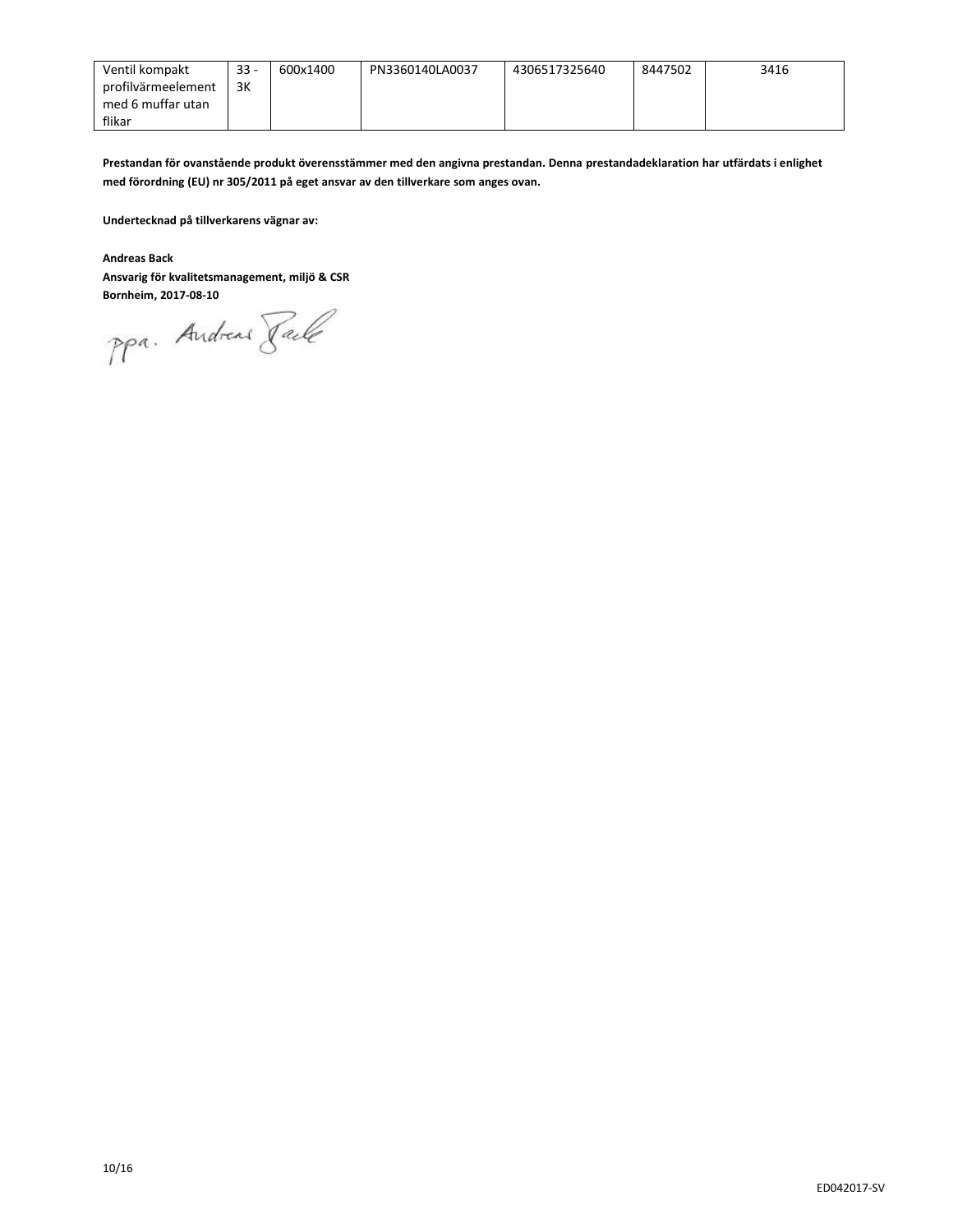| Ventil kompakt profilvärmeelement med 6 muffar utan flikar | 33 - 3K | 600x1400 | PN3360140LA0037 | 4306517325640 | 8447502 | 3416 |
|---|---|---|---|---|---|---|

**Prestandan för ovanstående produkt överensstämmer med den angivna prestandan. Denna prestandadeklaration har utfärdats i enlighet med förordning (EU) nr 305/2011 på eget ansvar av den tillverkare som anges ovan.**

**Undertecknad på tillverkarens vägnar av:**

**Andreas Back**
**Ansvarig för kvalitetsmanagement, miljö & CSR**
**Bornheim, 2017-08-10**

ppa. Andreas Back

ED042017-SV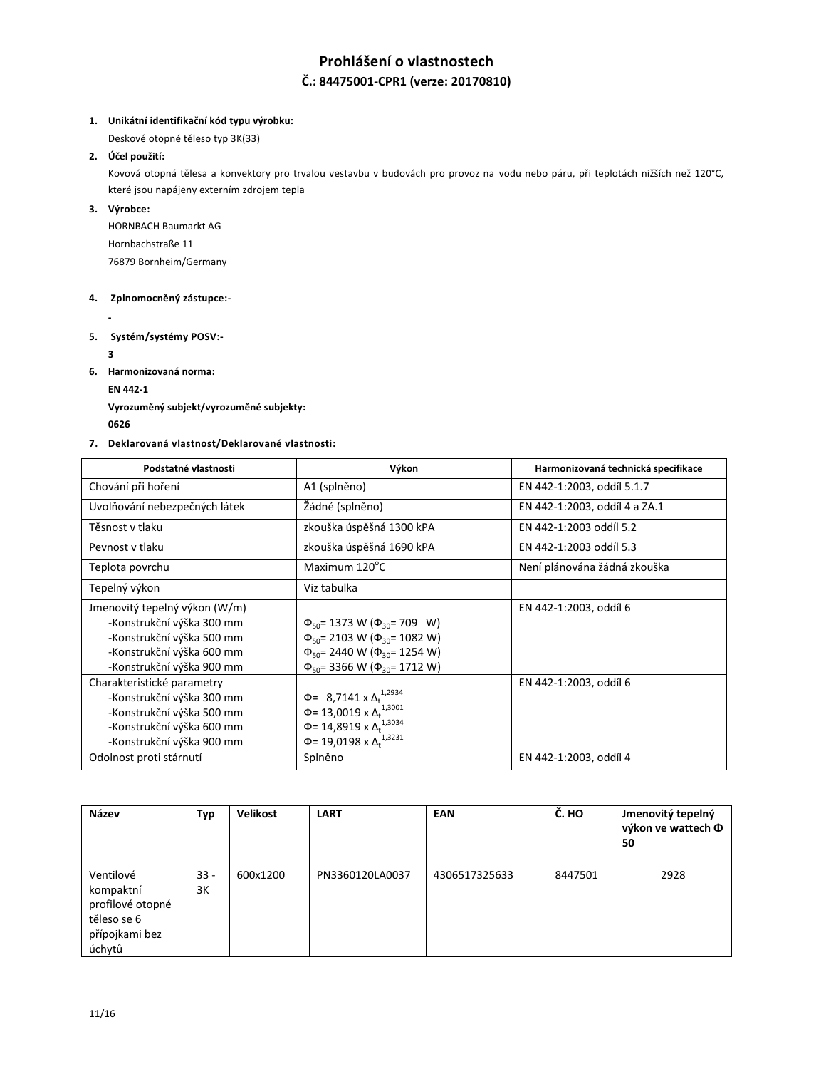# Prohlášení o vlastnostech

## Č.: 84475001-CPR1 (verze: 20170810)

1. **Unikátní identifikační kód typu výrobku:**

   Deskové otopné těleso typ 3K(33)

2. **Účel použití:**

   Kovová otopná tělesa a konvektory pro trvalou vestavbu v budovách pro provoz na vodu nebo páru, při teplotách nižších než 120°C, které jsou napájeny externím zdrojem tepla

3. **Výrobce:**

   HORNBACH Baumarkt AG

   Hornbachstraße 11

   76879 Bornheim/Germany

4. **Zplnomocněný zástupce:-**

   -

5. **Systém/systémy POSV:-**

   **3**

6. **Harmonizovaná norma:**

   **EN 442-1**

   **Vyrozuměný subjekt/vyrozuměné subjekty:**

   **0626**

7. **Deklarovaná vlastnost/Deklarované vlastnosti:**

| Podstatné vlastnosti | Výkon | Harmonizovaná technická specifikace |
|---|---|---|
| Chování při hoření | A1 (splněno) | EN 442-1:2003, oddíl 5.1.7 |
| Uvolňování nebezpečných látek | Žádné (splněno) | EN 442-1:2003, oddíl 4 a ZA.1 |
| Těsnost v tlaku | zkouška úspěšná 1300 kPA | EN 442-1:2003 oddíl 5.2 |
| Pevnost v tlaku | zkouška úspěšná 1690 kPA | EN 442-1:2003 oddíl 5.3 |
| Teplota povrchu | Maximum 120°C | Není plánována žádná zkouška |
| Tepelný výkon | Viz tabulka | |
| Jmenovitý tepelný výkon (W/m)<br>-Konstrukční výška 300 mm<br>-Konstrukční výška 500 mm<br>-Konstrukční výška 600 mm<br>-Konstrukční výška 900 mm | <br>$\Phi_{50}$= 1373 W ($\Phi_{30}$= 709 W)<br>$\Phi_{50}$= 2103 W ($\Phi_{30}$= 1082 W)<br>$\Phi_{50}$= 2440 W ($\Phi_{30}$= 1254 W)<br>$\Phi_{50}$= 3366 W ($\Phi_{30}$= 1712 W) | EN 442-1:2003, oddíl 6 |
| Charakteristické parametry<br>-Konstrukční výška 300 mm<br>-Konstrukční výška 500 mm<br>-Konstrukční výška 600 mm<br>-Konstrukční výška 900 mm | <br>$\Phi = 8{,}7141 \times \Delta_t^{1{,}2934}$<br>$\Phi = 13{,}0019 \times \Delta_t^{1{,}3001}$<br>$\Phi = 14{,}8919 \times \Delta_t^{1{,}3034}$<br>$\Phi = 19{,}0198 \times \Delta_t^{1{,}3231}$ | EN 442-1:2003, oddíl 6 |
| Odolnost proti stárnutí | Splněno | EN 442-1:2003, oddíl 4 |

| Název | Typ | Velikost | LART | EAN | Č. HO | Jmenovitý tepelný výkon ve wattech Φ 50 |
|---|---|---|---|---|---|---|
| Ventilové kompaktní profilové otopné těleso se 6 přípojkami bez úchytů | 33 - 3K | 600x1200 | PN3360120LA0037 | 4306517325633 | 8447501 | 2928 |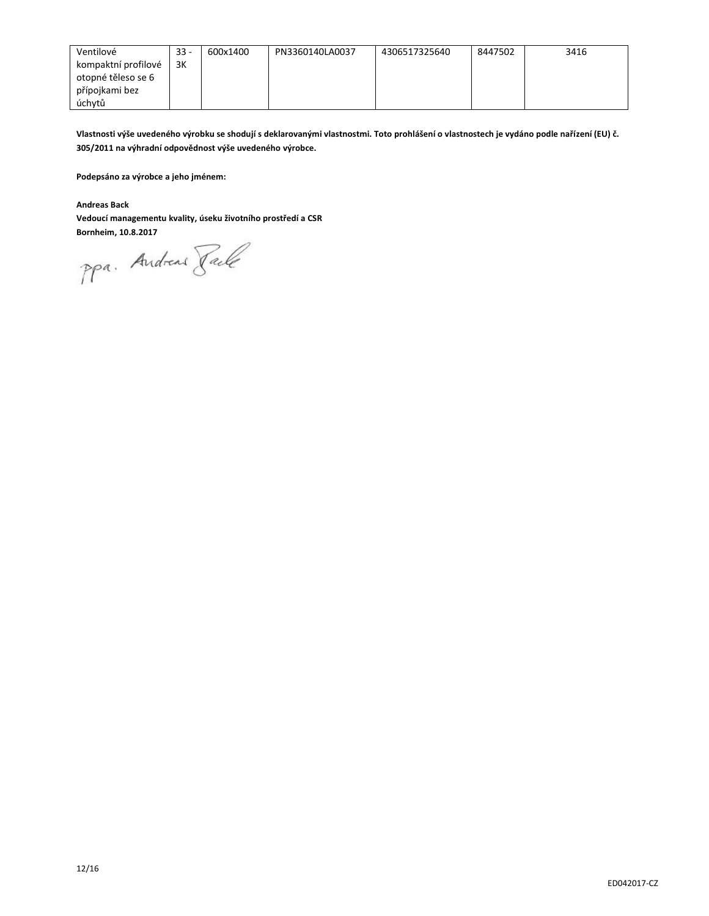| Ventilové kompaktní profilové otopné těleso se 6 přípojkami bez úchytů | 33 - 3K | 600x1400 | PN3360140LA0037 | 4306517325640 | 8447502 | 3416 |
|---|---|---|---|---|---|---|

**Vlastnosti výše uvedeného výrobku se shodují s deklarovanými vlastnostmi. Toto prohlášení o vlastnostech je vydáno podle nařízení (EU) č. 305/2011 na výhradní odpovědnost výše uvedeného výrobce.**

**Podepsáno za výrobce a jeho jménem:**

**Andreas Back**
**Vedoucí managementu kvality, úseku životního prostředí a CSR**
**Bornheim, 10.8.2017**

ppa. Andreas Back

ED042017-CZ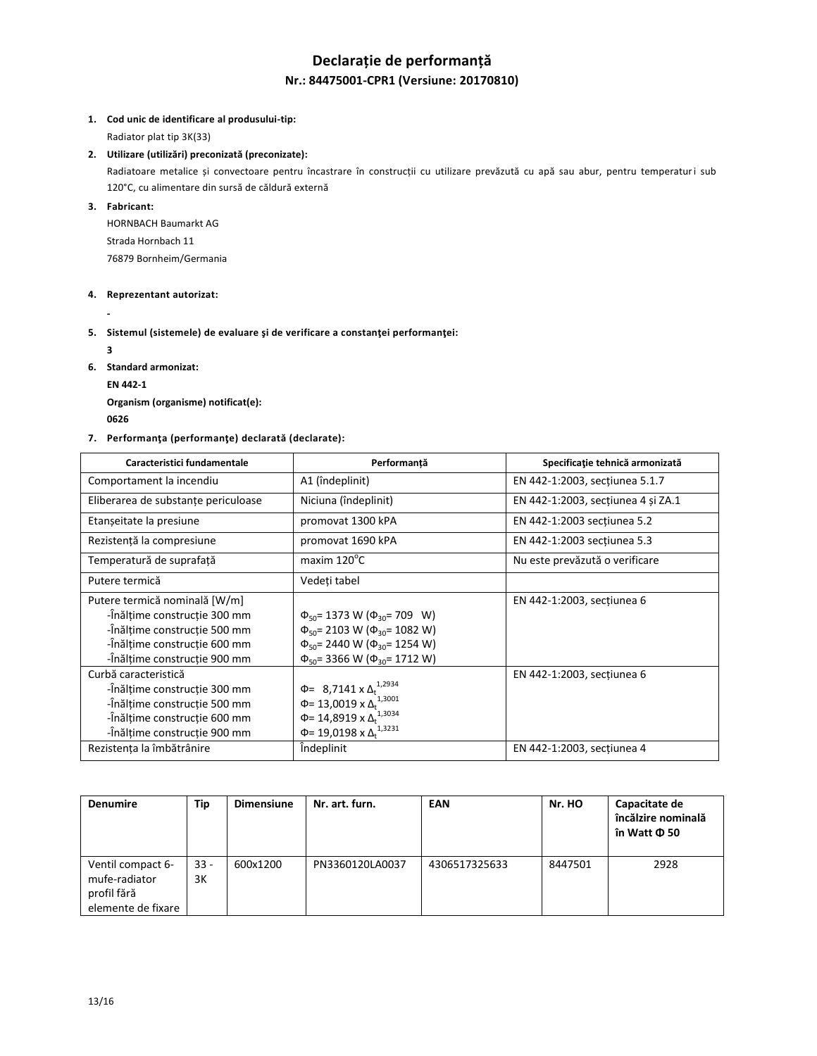# Declarație de performanță

## Nr.: 84475001-CPR1 (Versiune: 20170810)

1. **Cod unic de identificare al produsului-tip:**

   Radiator plat tip 3K(33)

2. **Utilizare (utilizări) preconizată (preconizate):**

   Radiatoare metalice și convectoare pentru încastrare în construcții cu utilizare prevăzută cu apă sau abur, pentru temperaturi sub 120°C, cu alimentare din sursă de căldură externă

3. **Fabricant:**

   HORNBACH Baumarkt AG

   Strada Hornbach 11

   76879 Bornheim/Germania

4. **Reprezentant autorizat:**

   -

5. **Sistemul (sistemele) de evaluare şi de verificare a constanţei performanţei:**

   **3**

6. **Standard armonizat:**

   **EN 442-1**

   **Organism (organisme) notificat(e):**

   **0626**

7. **Performanţa (performanţe) declarată (declarate):**

| Caracteristici fundamentale | Performanță | Specificaţie tehnică armonizată |
|---|---|---|
| Comportament la incendiu | A1 (îndeplinit) | EN 442-1:2003, secțiunea 5.1.7 |
| Eliberarea de substanțe periculoase | Niciuna (îndeplinit) | EN 442-1:2003, secțiunea 4 și ZA.1 |
| Etanșeitate la presiune | promovat 1300 kPA | EN 442-1:2003 secțiunea 5.2 |
| Rezistență la compresiune | promovat 1690 kPA | EN 442-1:2003 secțiunea 5.3 |
| Temperatură de suprafață | maxim 120°C | Nu este prevăzută o verificare |
| Putere termică | Vedeți tabel | |
| Putere termică nominală [W/m]<br>-Înălțime construcție 300 mm<br>-Înălțime construcție 500 mm<br>-Înălțime construcție 600 mm<br>-Înălțime construcție 900 mm | <br>$\Phi_{50}$= 1373 W ($\Phi_{30}$= 709 W)<br>$\Phi_{50}$= 2103 W ($\Phi_{30}$= 1082 W)<br>$\Phi_{50}$= 2440 W ($\Phi_{30}$= 1254 W)<br>$\Phi_{50}$= 3366 W ($\Phi_{30}$= 1712 W) | EN 442-1:2003, secțiunea 6 |
| Curbă caracteristică<br>-Înălțime construcție 300 mm<br>-Înălțime construcție 500 mm<br>-Înălțime construcție 600 mm<br>-Înălțime construcție 900 mm | <br>$\Phi = 8{,}7141 \times \Delta_t^{1{,}2934}$<br>$\Phi = 13{,}0019 \times \Delta_t^{1{,}3001}$<br>$\Phi = 14{,}8919 \times \Delta_t^{1{,}3034}$<br>$\Phi = 19{,}0198 \times \Delta_t^{1{,}3231}$ | EN 442-1:2003, secțiunea 6 |
| Rezistența la îmbătrânire | Îndeplinit | EN 442-1:2003, secțiunea 4 |

| Denumire | Tip | Dimensiune | Nr. art. furn. | EAN | Nr. HO | Capacitate de încălzire nominală în Watt Φ 50 |
|---|---|---|---|---|---|---|
| Ventil compact 6-mufe-radiator profil fără elemente de fixare | 33 - 3K | 600x1200 | PN3360120LA0037 | 4306517325633 | 8447501 | 2928 |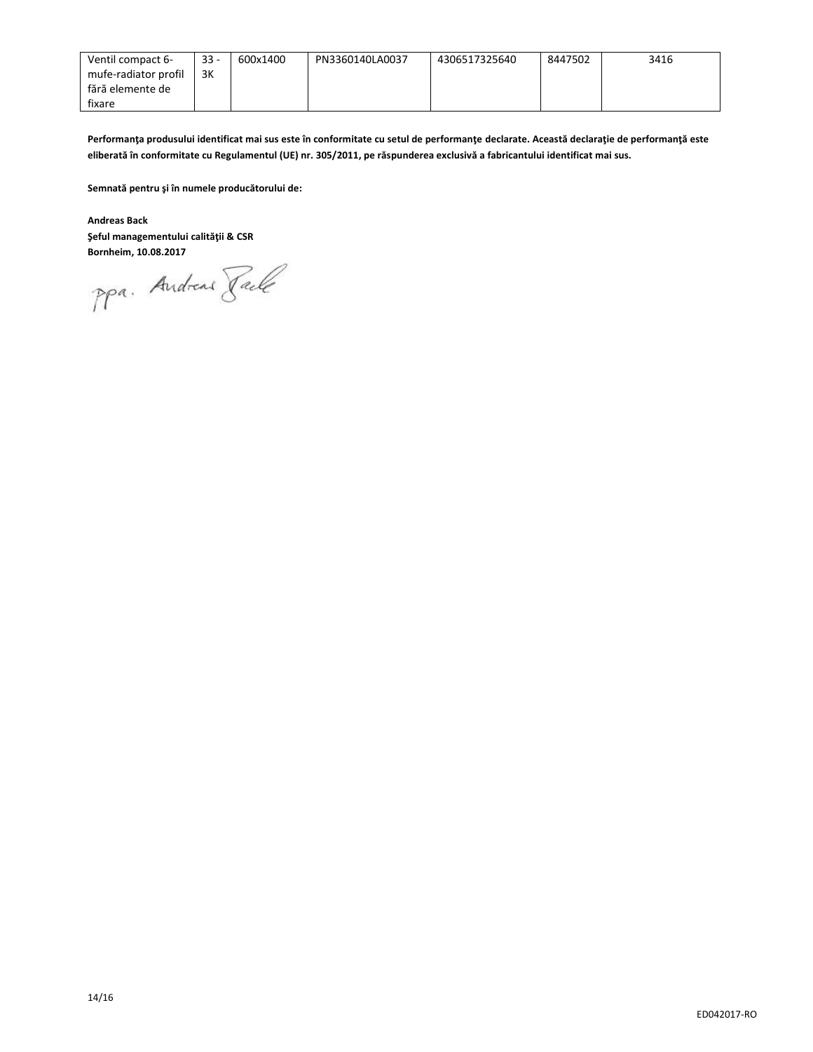| Ventil compact 6-mufe-radiator profil fără elemente de fixare | 33 - 3K | 600x1400 | PN3360140LA0037 | 4306517325640 | 8447502 | 3416 |
|---|---|---|---|---|---|---|

**Performanţa produsului identificat mai sus este în conformitate cu setul de performanţe declarate. Această declaraţie de performanţă este eliberată în conformitate cu Regulamentul (UE) nr. 305/2011, pe răspunderea exclusivă a fabricantului identificat mai sus.**

**Semnată pentru şi în numele producătorului de:**

**Andreas Back**
**Şeful managementului calităţii & CSR**
**Bornheim, 10.08.2017**

ppa. Andreas Back

ED042017-RO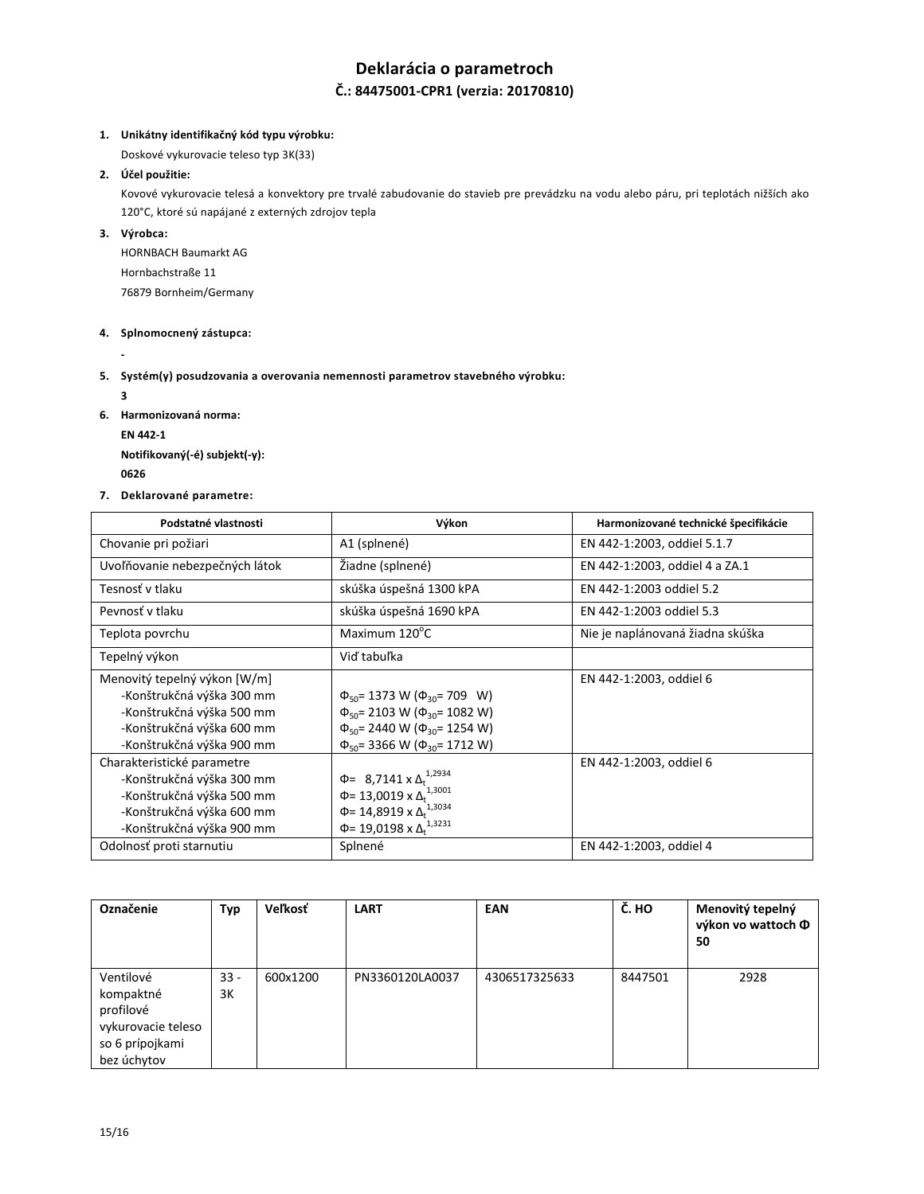# Deklarácia o parametroch

## Č.: 84475001-CPR1 (verzia: 20170810)

1. **Unikátny identifikačný kód typu výrobku:**
   Doskové vykurovacie teleso typ 3K(33)
2. **Účel použitie:**
   Kovové vykurovacie telesá a konvektory pre trvalé zabudovanie do stavieb pre prevádzku na vodu alebo páru, pri teplotách nižších ako 120°C, ktoré sú napájané z externých zdrojov tepla
3. **Výrobca:**
   HORNBACH Baumarkt AG
   Hornbachstraße 11
   76879 Bornheim/Germany
4. **Splnomocnený zástupca:**
   -
5. **Systém(y) posudzovania a overovania nemennosti parametrov stavebného výrobku:**
   **3**
6. **Harmonizovaná norma:**
   **EN 442-1**
   **Notifikovaný(-é) subjekt(-y):**
   **0626**
7. **Deklarované parametre:**

| Podstatné vlastnosti | Výkon | Harmonizované technické špecifikácie |
|---|---|---|
| Chovanie pri požiari | A1 (splnené) | EN 442-1:2003, oddiel 5.1.7 |
| Uvoľňovanie nebezpečných látok | Žiadne (splnené) | EN 442-1:2003, oddiel 4 a ZA.1 |
| Tesnosť v tlaku | skúška úspešná 1300 kPA | EN 442-1:2003 oddiel 5.2 |
| Pevnosť v tlaku | skúška úspešná 1690 kPA | EN 442-1:2003 oddiel 5.3 |
| Teplota povrchu | Maximum 120°C | Nie je naplánovaná žiadna skúška |
| Tepelný výkon | Viď tabuľka | |
| Menovitý tepelný výkon [W/m]<br>-Konštrukčná výška 300 mm<br>-Konštrukčná výška 500 mm<br>-Konštrukčná výška 600 mm<br>-Konštrukčná výška 900 mm | <br>$\Phi_{50}$= 1373 W ($\Phi_{30}$= 709 W)<br>$\Phi_{50}$= 2103 W ($\Phi_{30}$= 1082 W)<br>$\Phi_{50}$= 2440 W ($\Phi_{30}$= 1254 W)<br>$\Phi_{50}$= 3366 W ($\Phi_{30}$= 1712 W) | EN 442-1:2003, oddiel 6 |
| Charakteristické parametre<br>-Konštrukčná výška 300 mm<br>-Konštrukčná výška 500 mm<br>-Konštrukčná výška 600 mm<br>-Konštrukčná výška 900 mm | <br>$\Phi = 8{,}7141 \times \Delta_t^{1{,}2934}$<br>$\Phi = 13{,}0019 \times \Delta_t^{1{,}3001}$<br>$\Phi = 14{,}8919 \times \Delta_t^{1{,}3034}$<br>$\Phi = 19{,}0198 \times \Delta_t^{1{,}3231}$ | EN 442-1:2003, oddiel 6 |
| Odolnosť proti starnutiu | Splnené | EN 442-1:2003, oddiel 4 |

| Označenie | Typ | Veľkosť | LART | EAN | Č. HO | Menovitý tepelný výkon vo wattoch Φ 50 |
|---|---|---|---|---|---|---|
| Ventilové kompaktné profilové vykurovacie teleso so 6 prípojkami bez úchytov | 33 - 3K | 600x1200 | PN3360120LA0037 | 4306517325633 | 8447501 | 2928 |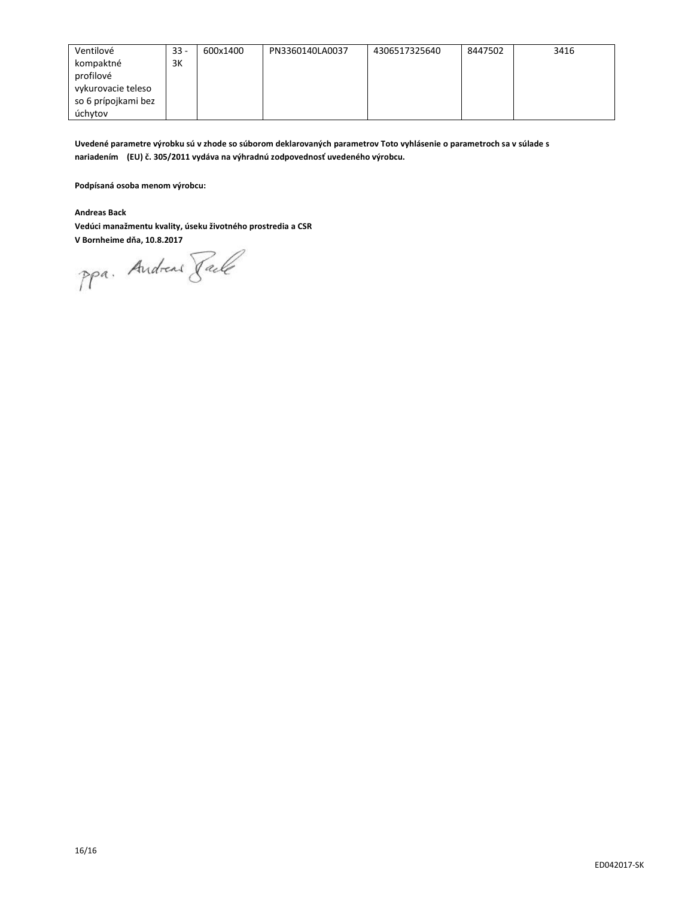| | | | | | | |
|---|---|---|---|---|---|---|
| Ventilové kompaktné profilové vykurovacie teleso so 6 prípojkami bez úchytov | 33 - 3K | 600x1400 | PN3360140LA0037 | 4306517325640 | 8447502 | 3416 |

**Uvedené parametre výrobku sú v zhode so súborom deklarovaných parametrov Toto vyhlásenie o parametroch sa v súlade s nariadením (EU) č. 305/2011 vydáva na výhradnú zodpovednosť uvedeného výrobcu.**

**Podpísaná osoba menom výrobcu:**

**Andreas Back**
**Vedúci manažmentu kvality, úseku životného prostredia a CSR**
**V Bornheime dňa, 10.8.2017**

ppa. Andreas Back

ED042017-SK